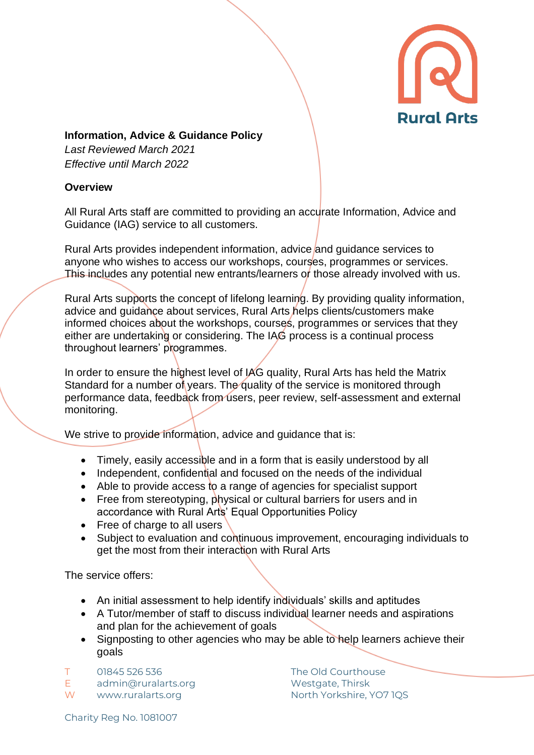**Information, Advice & Guidance Policy**
*Last Reviewed March 2021*
*Effective until March 2022*

**Overview**

All Rural Arts staff are committed to providing an accurate Information, Advice and Guidance (IAG) service to all customers.

Rural Arts provides independent information, advice and guidance services to anyone who wishes to access our workshops, courses, programmes or services. This includes any potential new entrants/learners or those already involved with us.

Rural Arts supports the concept of lifelong learning. By providing quality information, advice and guidance about services, Rural Arts helps clients/customers make informed choices about the workshops, courses, programmes or services that they either are undertaking or considering. The IAG process is a continual process throughout learners' programmes.

In order to ensure the highest level of IAG quality, Rural Arts has held the Matrix Standard for a number of years. The quality of the service is monitored through performance data, feedback from users, peer review, self-assessment and external monitoring.

We strive to provide information, advice and guidance that is:

- Timely, easily accessible and in a form that is easily understood by all
- Independent, confidential and focused on the needs of the individual
- Able to provide access to a range of agencies for specialist support
- Free from stereotyping, physical or cultural barriers for users and in accordance with Rural Arts' Equal Opportunities Policy
- Free of charge to all users
- Subject to evaluation and continuous improvement, encouraging individuals to get the most from their interaction with Rural Arts

The service offers:

- An initial assessment to help identify individuals' skills and aptitudes
- A Tutor/member of staff to discuss individual learner needs and aspirations and plan for the achievement of goals
- Signposting to other agencies who may be able to help learners achieve their goals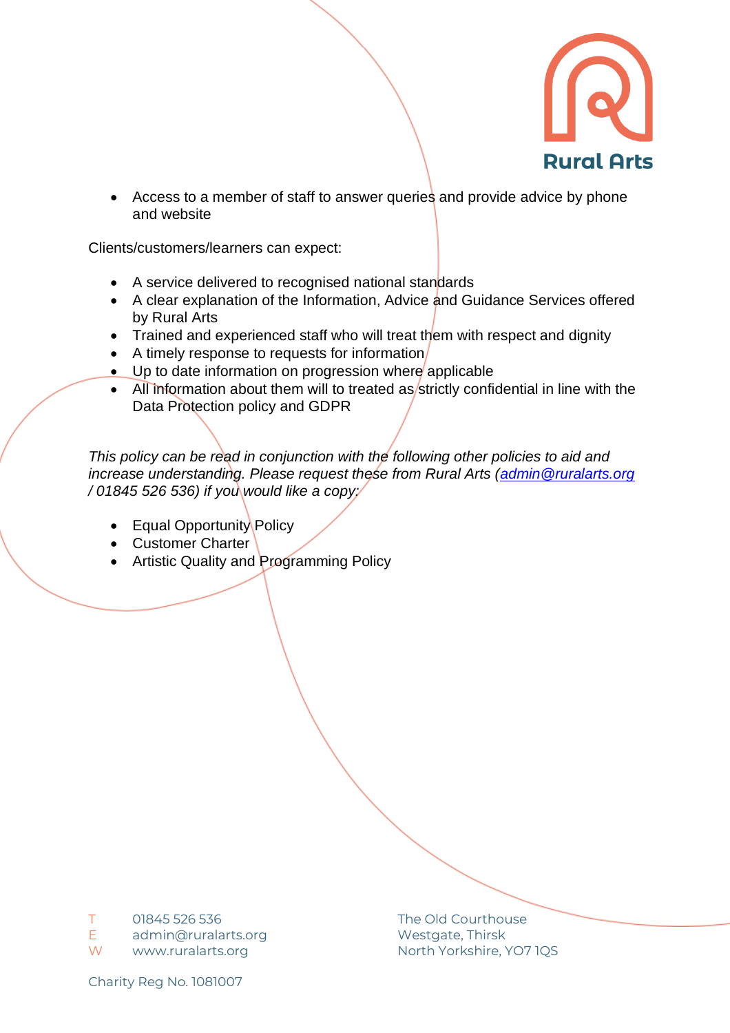- Access to a member of staff to answer queries and provide advice by phone and website

Clients/customers/learners can expect:

- A service delivered to recognised national standards
- A clear explanation of the Information, Advice and Guidance Services offered by Rural Arts
- Trained and experienced staff who will treat them with respect and dignity
- A timely response to requests for information
- Up to date information on progression where applicable
- All information about them will to treated as strictly confidential in line with the Data Protection policy and GDPR

*This policy can be read in conjunction with the following other policies to aid and increase understanding. Please request these from Rural Arts ([admin@ruralarts.org](mailto:admin@ruralarts.org) / 01845 526 536) if you would like a copy:*

- Equal Opportunity Policy
- Customer Charter
- Artistic Quality and Programming Policy